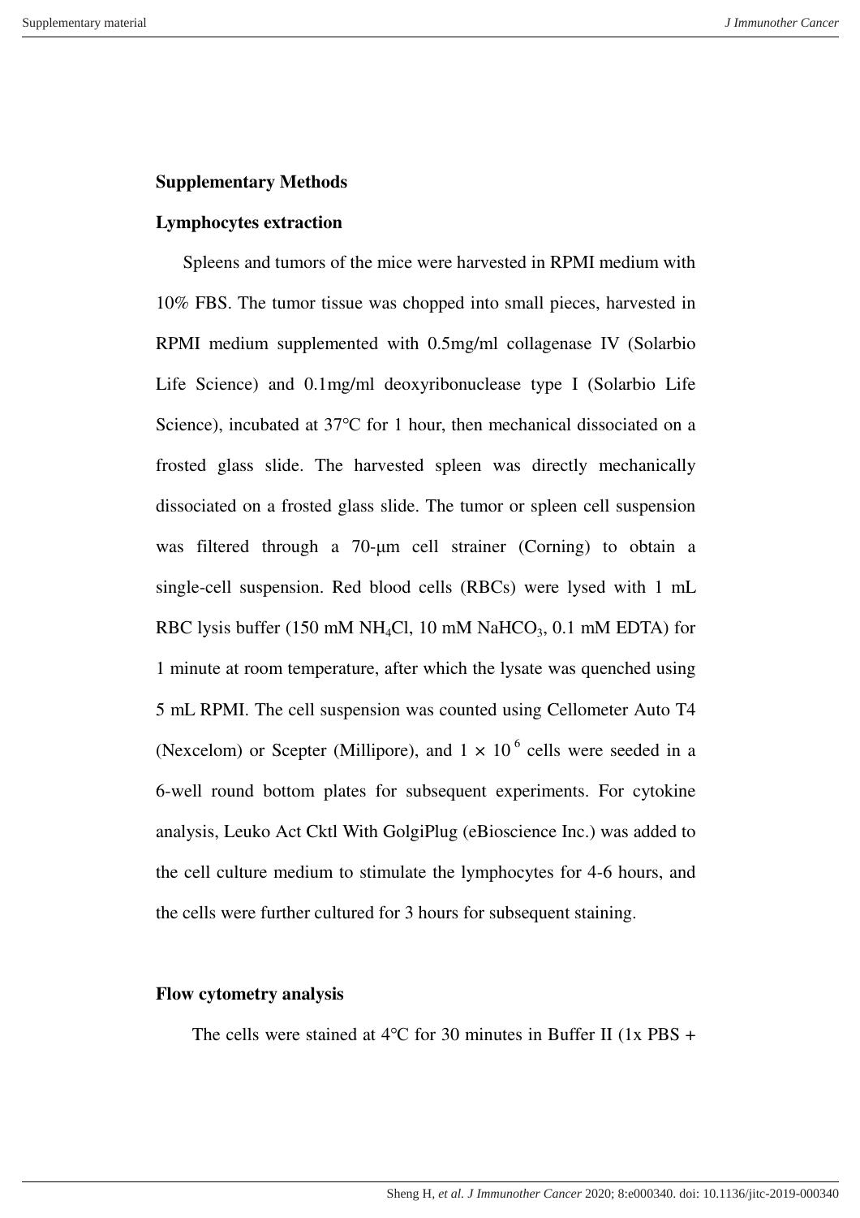**Supplementary Methods**

**Lymphocytes extraction**

Spleens and tumors of the mice were harvested in RPMI medium with 10% FBS. The tumor tissue was chopped into small pieces, harvested in RPMI medium supplemented with 0.5mg/ml collagenase IV (Solarbio Life Science) and 0.1mg/ml deoxyribonuclease type I (Solarbio Life Science), incubated at 37°C for 1 hour, then mechanical dissociated on a frosted glass slide. The harvested spleen was directly mechanically dissociated on a frosted glass slide. The tumor or spleen cell suspension was filtered through a 70-μm cell strainer (Corning) to obtain a single-cell suspension. Red blood cells (RBCs) were lysed with 1 mL RBC lysis buffer (150 mM $NH_4Cl$, 10 mM $NaHCO_3$, 0.1 mM EDTA) for 1 minute at room temperature, after which the lysate was quenched using 5 mL RPMI. The cell suspension was counted using Cellometer Auto T4 (Nexcelom) or Scepter (Millipore), and $1 \times 10^6$ cells were seeded in a 6-well round bottom plates for subsequent experiments. For cytokine analysis, Leuko Act Cktl With GolgiPlug (eBioscience Inc.) was added to the cell culture medium to stimulate the lymphocytes for 4-6 hours, and the cells were further cultured for 3 hours for subsequent staining.

**Flow cytometry analysis**

The cells were stained at 4°C for 30 minutes in Buffer II (1x PBS +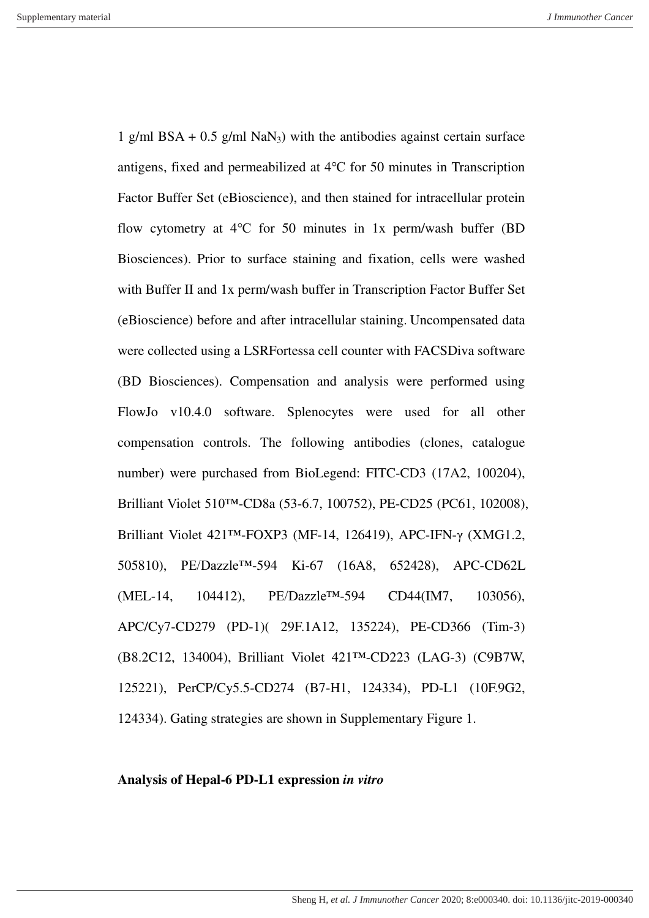1 g/ml BSA + 0.5 g/ml $NaN_3$) with the antibodies against certain surface antigens, fixed and permeabilized at 4°C for 50 minutes in Transcription Factor Buffer Set (eBioscience), and then stained for intracellular protein flow cytometry at 4°C for 50 minutes in 1x perm/wash buffer (BD Biosciences). Prior to surface staining and fixation, cells were washed with Buffer II and 1x perm/wash buffer in Transcription Factor Buffer Set (eBioscience) before and after intracellular staining. Uncompensated data were collected using a LSRFortessa cell counter with FACSDiva software (BD Biosciences). Compensation and analysis were performed using FlowJo v10.4.0 software. Splenocytes were used for all other compensation controls. The following antibodies (clones, catalogue number) were purchased from BioLegend: FITC-CD3 (17A2, 100204), Brilliant Violet 510™-CD8a (53-6.7, 100752), PE-CD25 (PC61, 102008), Brilliant Violet 421™-FOXP3 (MF-14, 126419), APC-IFN-γ (XMG1.2, 505810), PE/Dazzle™-594 Ki-67 (16A8, 652428), APC-CD62L (MEL-14, 104412), PE/Dazzle™-594 CD44(IM7, 103056), APC/Cy7-CD279 (PD-1)( 29F.1A12, 135224), PE-CD366 (Tim-3) (B8.2C12, 134004), Brilliant Violet 421™-CD223 (LAG-3) (C9B7W, 125221), PerCP/Cy5.5-CD274 (B7-H1, 124334), PD-L1 (10F.9G2, 124334). Gating strategies are shown in Supplementary Figure 1.

**Analysis of Hepal-6 PD-L1 expression *in vitro***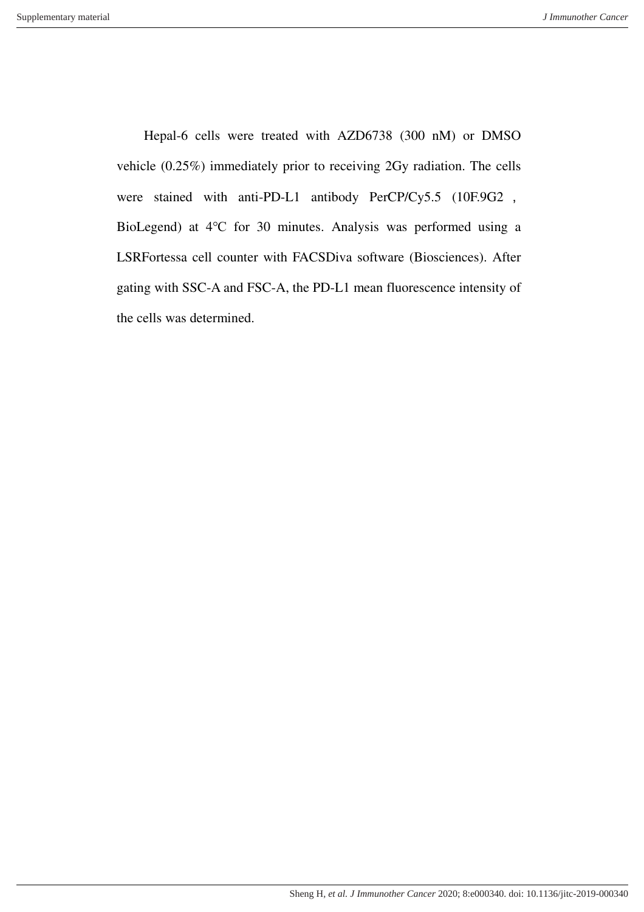Hepal-6 cells were treated with AZD6738 (300 nM) or DMSO vehicle (0.25%) immediately prior to receiving 2Gy radiation. The cells were stained with anti-PD-L1 antibody PerCP/Cy5.5 (10F.9G2 , BioLegend) at 4°C for 30 minutes. Analysis was performed using a LSRFortessa cell counter with FACSDiva software (Biosciences). After gating with SSC-A and FSC-A, the PD-L1 mean fluorescence intensity of the cells was determined.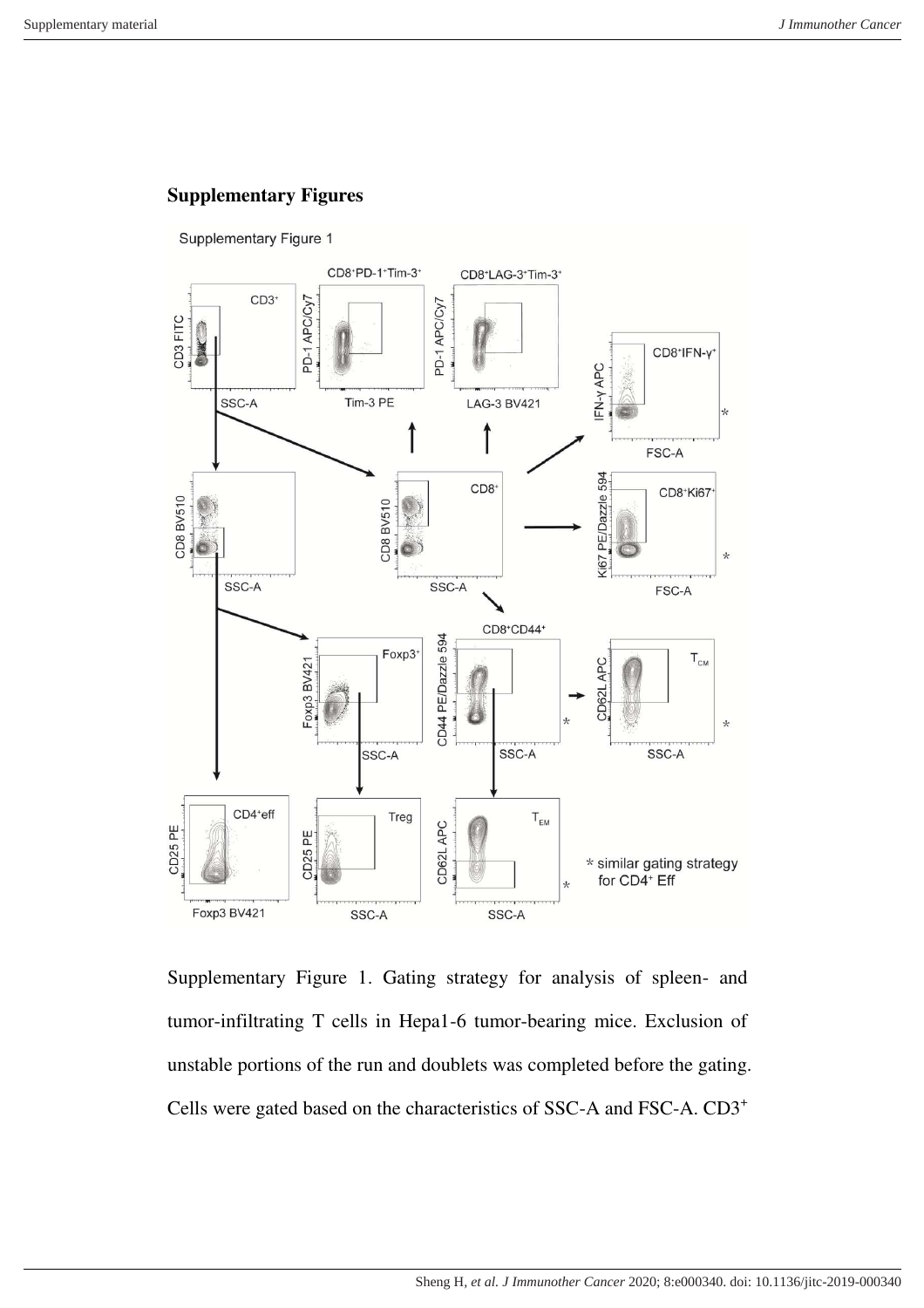## Supplementary Figures

Supplementary Figure 1. Gating strategy for analysis of spleen- and tumor-infiltrating T cells in Hepa1-6 tumor-bearing mice. Exclusion of unstable portions of the run and doublets was completed before the gating. Cells were gated based on the characteristics of SSC-A and FSC-A. $CD3^{+}$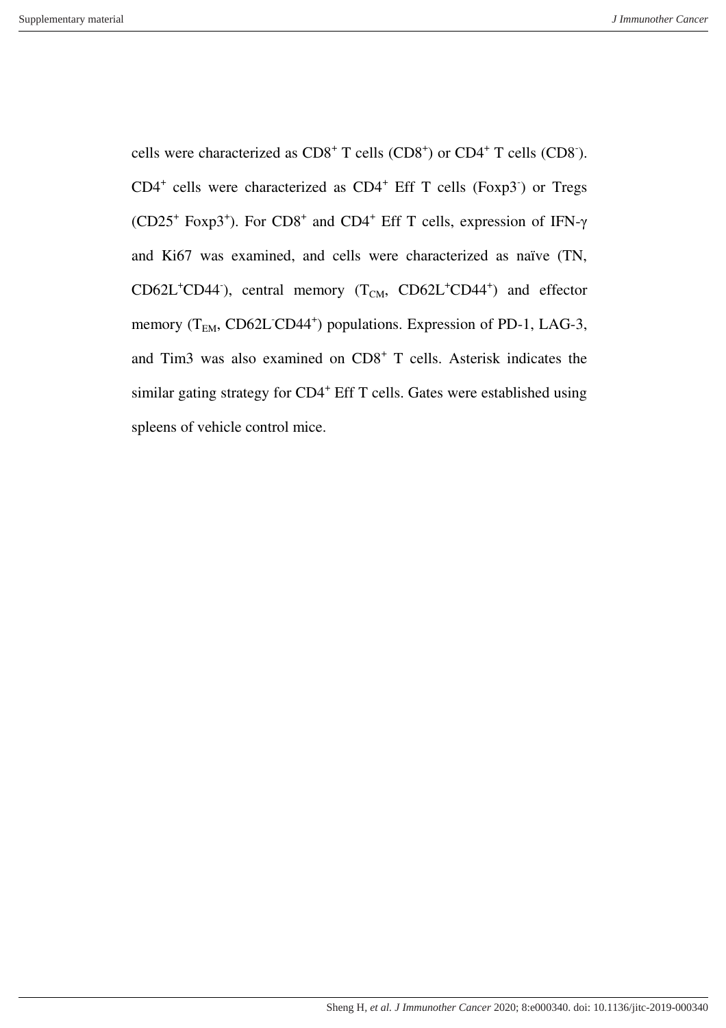cells were characterized as $CD8^+$ T cells ($CD8^+$) or $CD4^+$ T cells ($CD8^-$). $CD4^+$ cells were characterized as $CD4^+$ Eff T cells ($Foxp3^-$) or Tregs ($CD25^+$ $Foxp3^+$). For $CD8^+$ and $CD4^+$ Eff T cells, expression of IFN-γ and Ki67 was examined, and cells were characterized as naïve (TN, $CD62L^+CD44^-$), central memory ($T_{CM}$, $CD62L^+CD44^+$) and effector memory ($T_{EM}$, $CD62L^-CD44^+$) populations. Expression of PD-1, LAG-3, and Tim3 was also examined on $CD8^+$ T cells. Asterisk indicates the similar gating strategy for $CD4^+$ Eff T cells. Gates were established using spleens of vehicle control mice.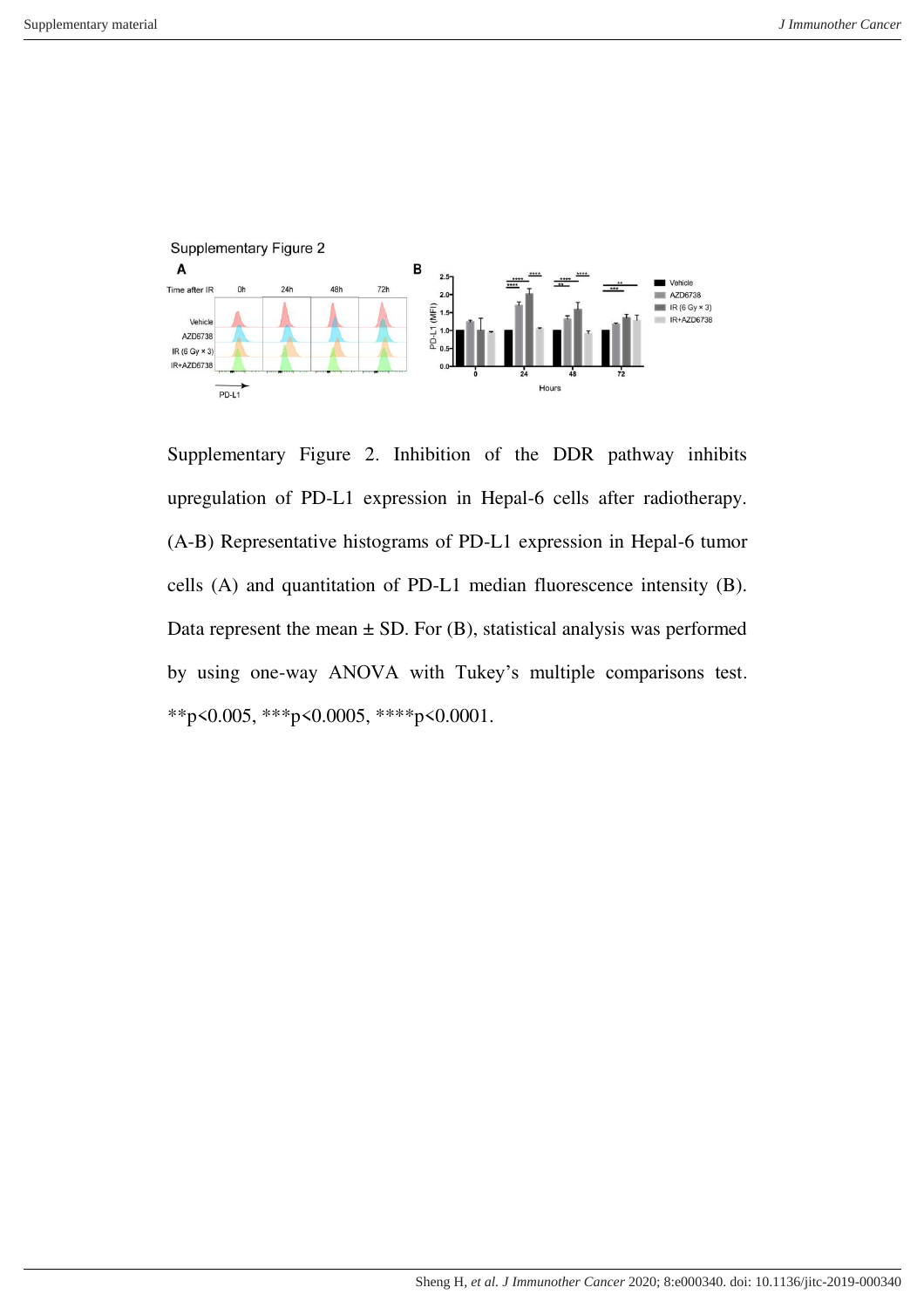Supplementary Figure 2

Supplementary Figure 2. Inhibition of the DDR pathway inhibits upregulation of PD-L1 expression in Hepal-6 cells after radiotherapy. (A-B) Representative histograms of PD-L1 expression in Hepal-6 tumor cells (A) and quantitation of PD-L1 median fluorescence intensity (B). Data represent the mean ± SD. For (B), statistical analysis was performed by using one-way ANOVA with Tukey's multiple comparisons test. $^{**}p<0.005$, $^{***}p<0.0005$, $^{****}p<0.0001$.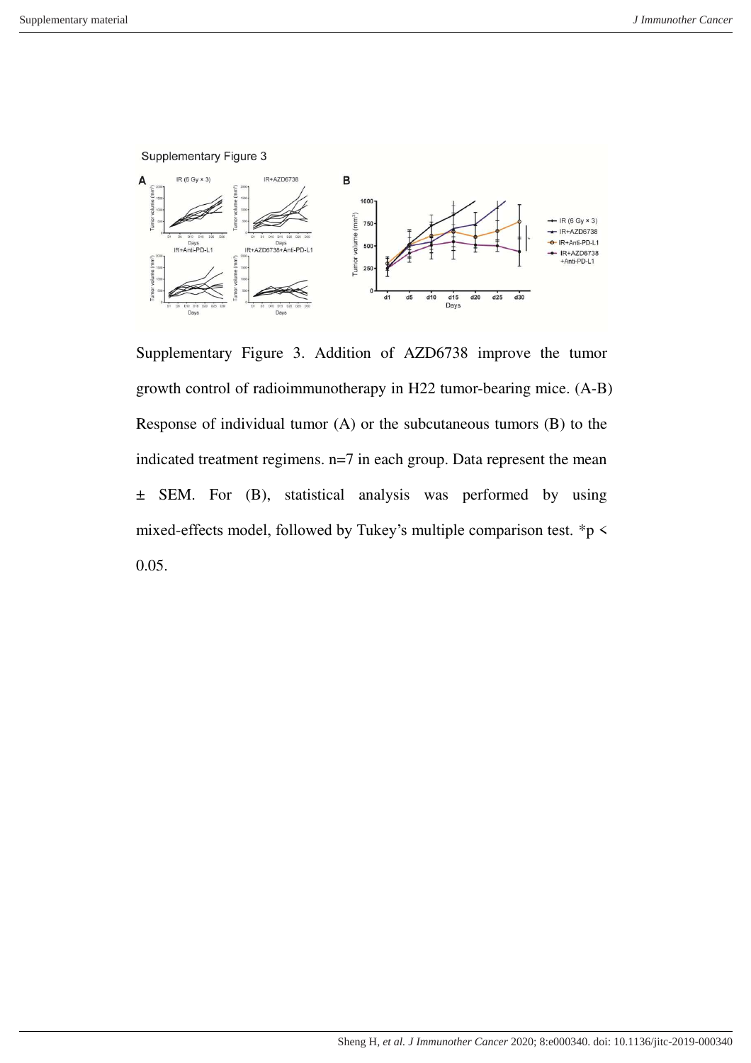Supplementary Figure 3

Supplementary Figure 3. Addition of AZD6738 improve the tumor growth control of radioimmunotherapy in H22 tumor-bearing mice. (A-B) Response of individual tumor (A) or the subcutaneous tumors (B) to the indicated treatment regimens. n=7 in each group. Data represent the mean ± SEM. For (B), statistical analysis was performed by using mixed-effects model, followed by Tukey's multiple comparison test. *p < 0.05.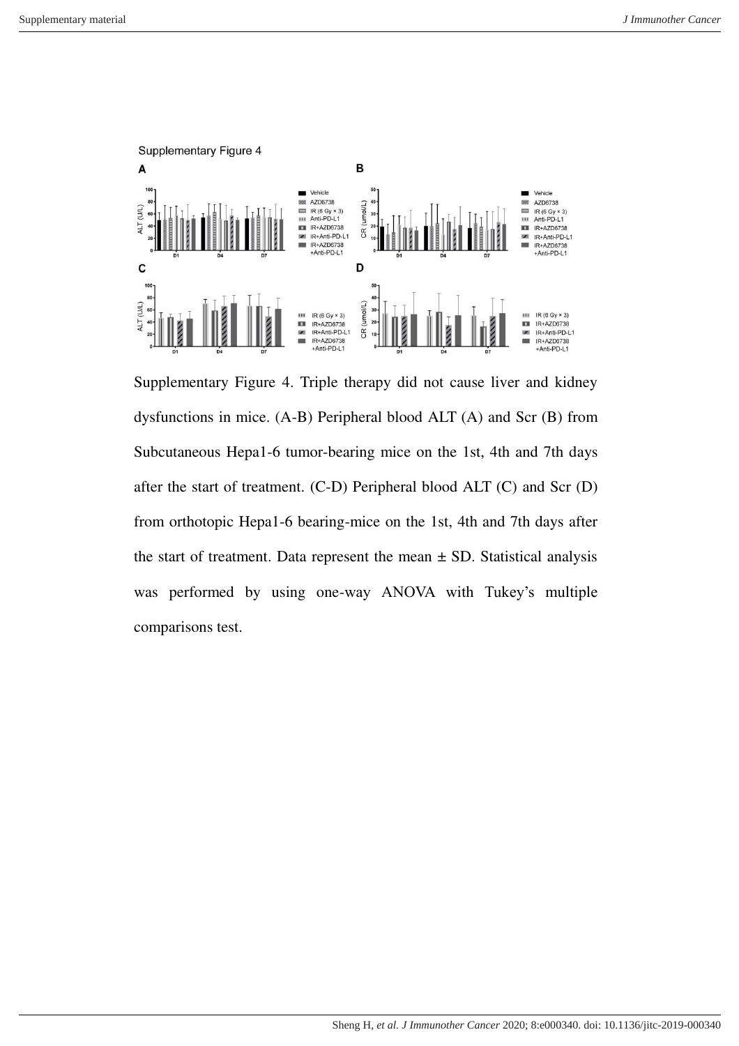Supplementary Figure 4

Supplementary Figure 4. Triple therapy did not cause liver and kidney dysfunctions in mice. (A-B) Peripheral blood ALT (A) and Scr (B) from Subcutaneous Hepa1-6 tumor-bearing mice on the 1st, 4th and 7th days after the start of treatment. (C-D) Peripheral blood ALT (C) and Scr (D) from orthotopic Hepa1-6 bearing-mice on the 1st, 4th and 7th days after the start of treatment. Data represent the mean ± SD. Statistical analysis was performed by using one-way ANOVA with Tukey's multiple comparisons test.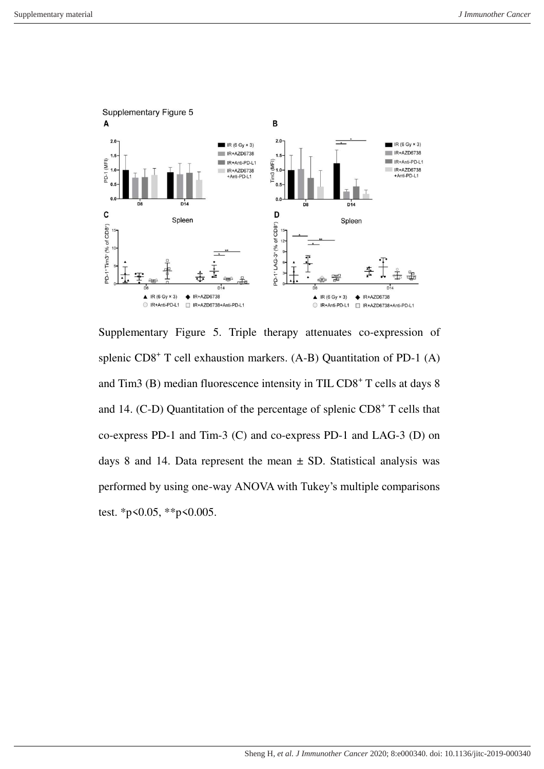Supplementary Figure 5

Supplementary Figure 5. Triple therapy attenuates co-expression of splenic CD8$^+$ T cell exhaustion markers. (A-B) Quantitation of PD-1 (A) and Tim3 (B) median fluorescence intensity in TIL CD8$^+$ T cells at days 8 and 14. (C-D) Quantitation of the percentage of splenic CD8$^+$ T cells that co-express PD-1 and Tim-3 (C) and co-express PD-1 and LAG-3 (D) on days 8 and 14. Data represent the mean ± SD. Statistical analysis was performed by using one-way ANOVA with Tukey's multiple comparisons test. *p<0.05, **p<0.005.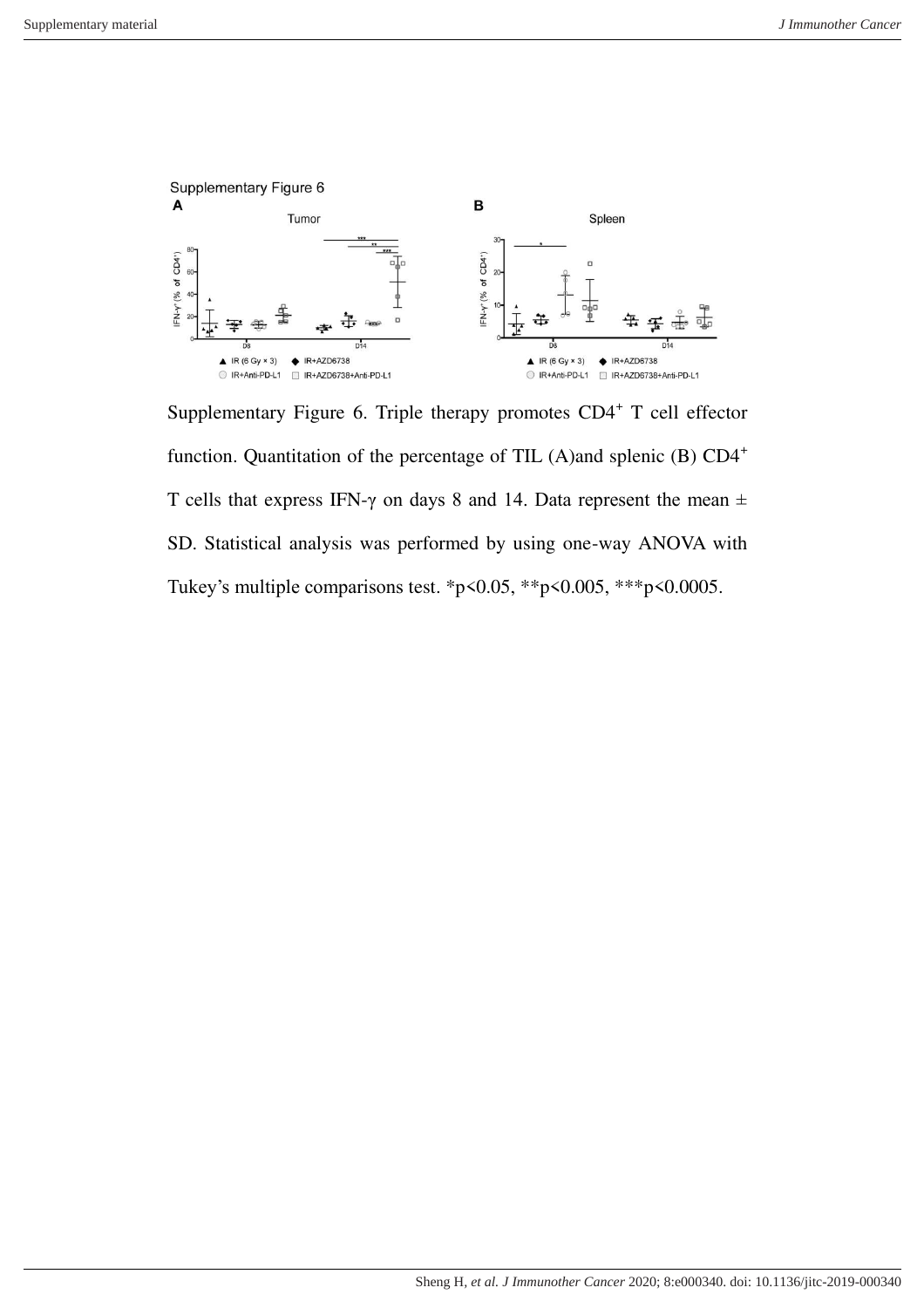Supplementary Figure 6

Supplementary Figure 6. Triple therapy promotes CD4$^+$ T cell effector function. Quantitation of the percentage of TIL (A)and splenic (B) CD4$^+$ T cells that express IFN-γ on days 8 and 14. Data represent the mean ± SD. Statistical analysis was performed by using one-way ANOVA with Tukey's multiple comparisons test. *p<0.05, **p<0.005, ***p<0.0005.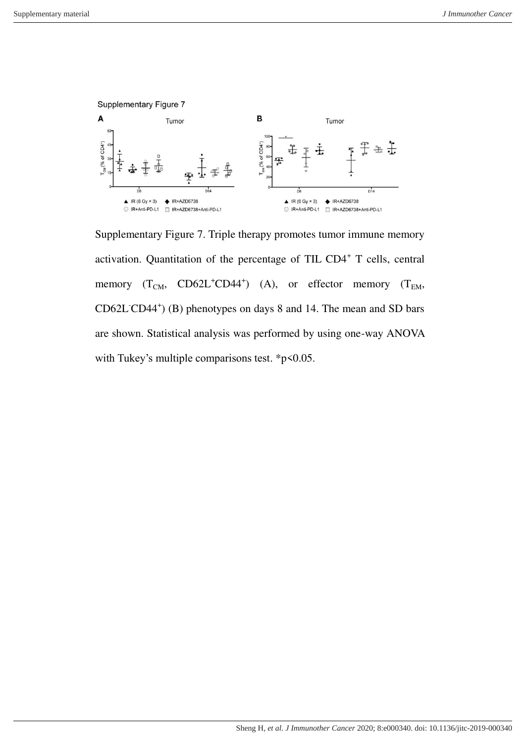Supplementary Figure 7. Triple therapy promotes tumor immune memory activation. Quantitation of the percentage of TIL $CD4^+$ T cells, central memory ($T_{CM}$, $CD62L^+CD44^+$) (A), or effector memory ($T_{EM}$, $CD62L^-CD44^+$) (B) phenotypes on days 8 and 14. The mean and SD bars are shown. Statistical analysis was performed by using one-way ANOVA with Tukey's multiple comparisons test. *$p<0.05$.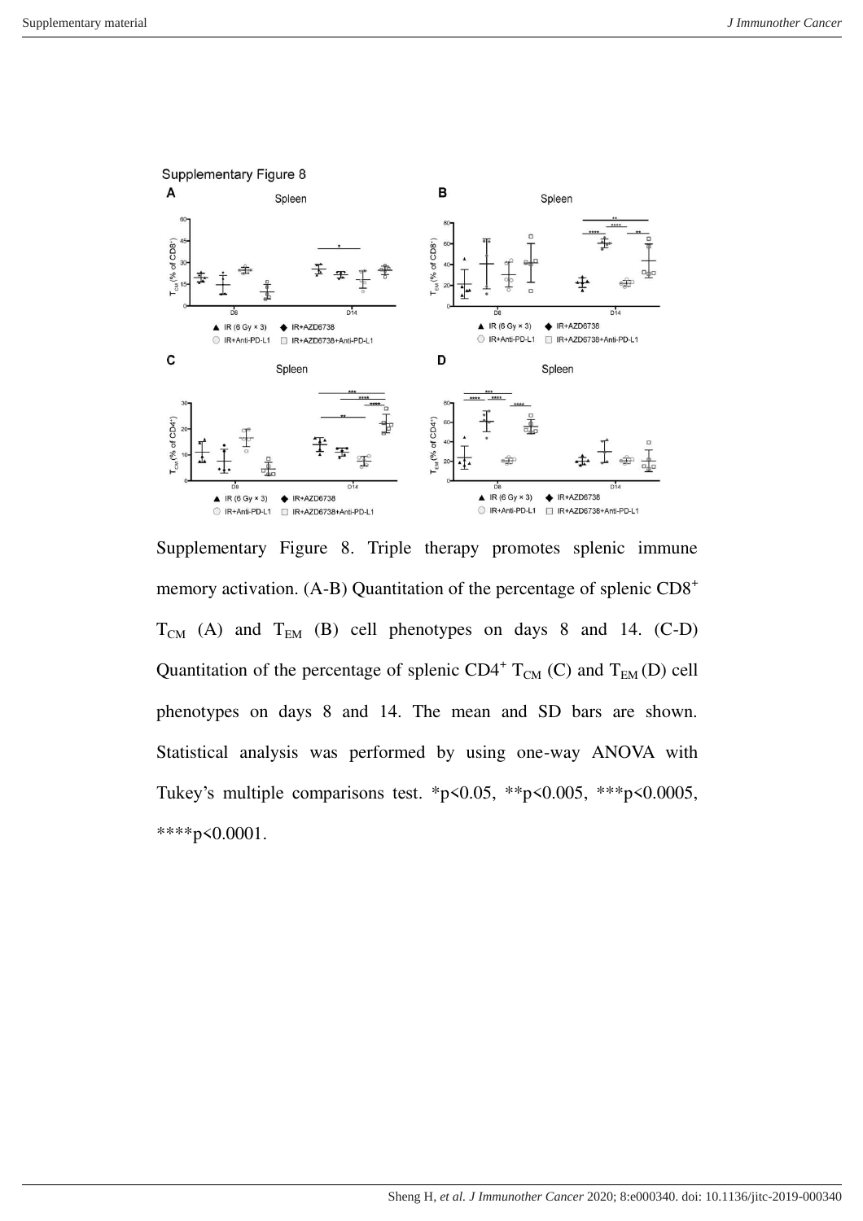Supplementary Figure 8

A

Spleen

$T_{CM}$ (% of $CD8^+$)

60
45
30
15
0

D8
D14

▲ IR (6 Gy × 3) ◆ IR+AZD6738
○ IR+Anti-PD-L1 □ IR+AZD6738+Anti-PD-L1

B

Spleen

$T_{EM}$ (% of $CD8^+$)

80
60
40
20
0

D8
D14

▲ IR (6 Gy × 3) ◆ IR+AZD6738
○ IR+Anti-PD-L1 □ IR+AZD6738+Anti-PD-L1

C

Spleen

$T_{CM}$ (% of $CD4^+$)

30
20
10
0

D8
D14

▲ IR (6 Gy × 3) ◆ IR+AZD6738
○ IR+Anti-PD-L1 □ IR+AZD6738+Anti-PD-L1

D

Spleen

$T_{EM}$ (% of $CD4^+$)

80
60
40
20
0

D8
D14

▲ IR (6 Gy × 3) ◆ IR+AZD6738
○ IR+Anti-PD-L1 □ IR+AZD6738+Anti-PD-L1

Supplementary Figure 8. Triple therapy promotes splenic immune memory activation. (A-B) Quantitation of the percentage of splenic $CD8^+$ $T_{CM}$ (A) and $T_{EM}$ (B) cell phenotypes on days 8 and 14. (C-D) Quantitation of the percentage of splenic $CD4^+$ $T_{CM}$ (C) and $T_{EM}$ (D) cell phenotypes on days 8 and 14. The mean and SD bars are shown. Statistical analysis was performed by using one-way ANOVA with Tukey's multiple comparisons test. *$p<0.05$, **$p<0.005$, ***$p<0.0005$, ****$p<0.0001$.